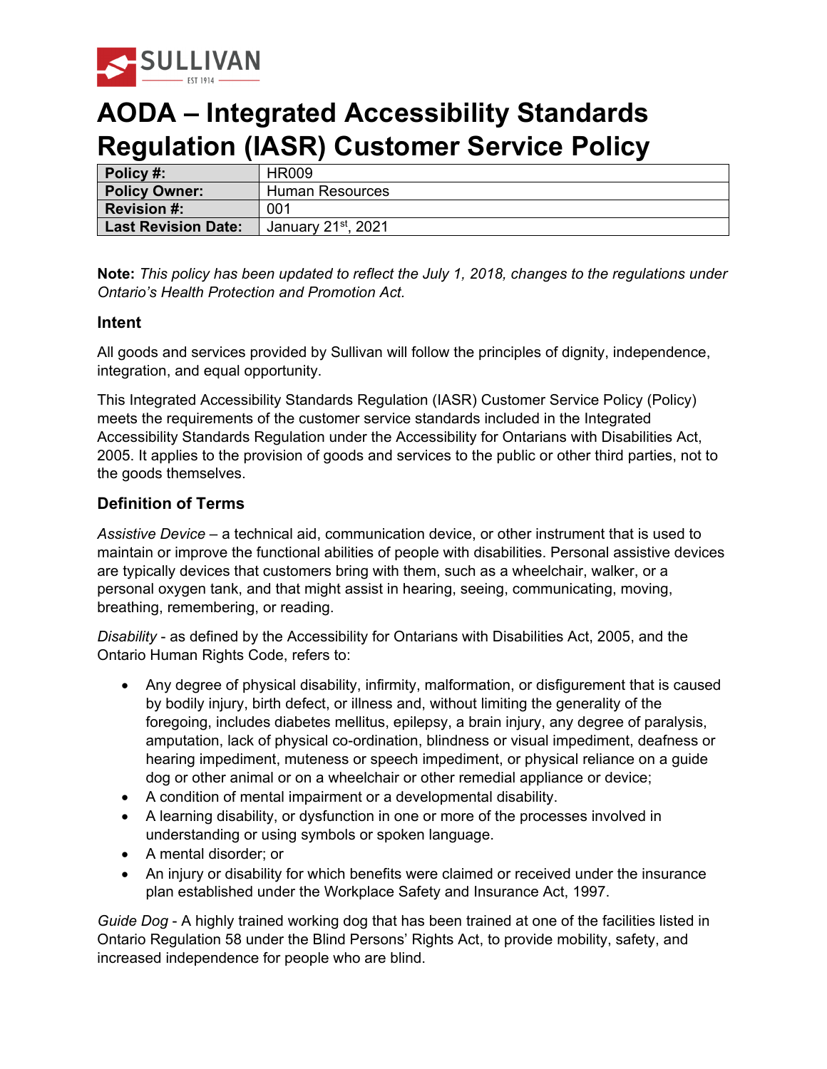# AODA – Integrated Accessibility Standards Regulation (IASR) Customer Service Policy

| | |
|---|---|
| **Policy #:** | HR009 |
| **Policy Owner:** | Human Resources |
| **Revision #:** | 001 |
| **Last Revision Date:** | January 21st, 2021 |

**Note:** *This policy has been updated to reflect the July 1, 2018, changes to the regulations under Ontario's Health Protection and Promotion Act.*

### Intent

All goods and services provided by Sullivan will follow the principles of dignity, independence, integration, and equal opportunity.

This Integrated Accessibility Standards Regulation (IASR) Customer Service Policy (Policy) meets the requirements of the customer service standards included in the Integrated Accessibility Standards Regulation under the Accessibility for Ontarians with Disabilities Act, 2005. It applies to the provision of goods and services to the public or other third parties, not to the goods themselves.

### Definition of Terms

*Assistive Device* – a technical aid, communication device, or other instrument that is used to maintain or improve the functional abilities of people with disabilities. Personal assistive devices are typically devices that customers bring with them, such as a wheelchair, walker, or a personal oxygen tank, and that might assist in hearing, seeing, communicating, moving, breathing, remembering, or reading.

*Disability* - as defined by the Accessibility for Ontarians with Disabilities Act, 2005, and the Ontario Human Rights Code, refers to:

- Any degree of physical disability, infirmity, malformation, or disfigurement that is caused by bodily injury, birth defect, or illness and, without limiting the generality of the foregoing, includes diabetes mellitus, epilepsy, a brain injury, any degree of paralysis, amputation, lack of physical co-ordination, blindness or visual impediment, deafness or hearing impediment, muteness or speech impediment, or physical reliance on a guide dog or other animal or on a wheelchair or other remedial appliance or device;
- A condition of mental impairment or a developmental disability.
- A learning disability, or dysfunction in one or more of the processes involved in understanding or using symbols or spoken language.
- A mental disorder; or
- An injury or disability for which benefits were claimed or received under the insurance plan established under the Workplace Safety and Insurance Act, 1997.

*Guide Dog* - A highly trained working dog that has been trained at one of the facilities listed in Ontario Regulation 58 under the Blind Persons' Rights Act, to provide mobility, safety, and increased independence for people who are blind.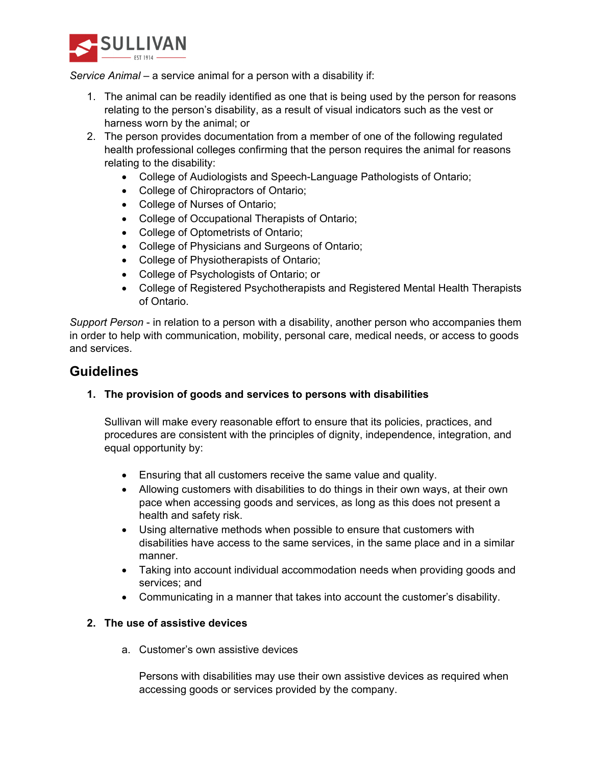*Service Animal* – a service animal for a person with a disability if:

1. The animal can be readily identified as one that is being used by the person for reasons relating to the person's disability, as a result of visual indicators such as the vest or harness worn by the animal; or
2. The person provides documentation from a member of one of the following regulated health professional colleges confirming that the person requires the animal for reasons relating to the disability:
   - College of Audiologists and Speech-Language Pathologists of Ontario;
   - College of Chiropractors of Ontario;
   - College of Nurses of Ontario;
   - College of Occupational Therapists of Ontario;
   - College of Optometrists of Ontario;
   - College of Physicians and Surgeons of Ontario;
   - College of Physiotherapists of Ontario;
   - College of Psychologists of Ontario; or
   - College of Registered Psychotherapists and Registered Mental Health Therapists of Ontario.

*Support Person* - in relation to a person with a disability, another person who accompanies them in order to help with communication, mobility, personal care, medical needs, or access to goods and services.

## Guidelines

1. **The provision of goods and services to persons with disabilities**

   Sullivan will make every reasonable effort to ensure that its policies, practices, and procedures are consistent with the principles of dignity, independence, integration, and equal opportunity by:

   - Ensuring that all customers receive the same value and quality.
   - Allowing customers with disabilities to do things in their own ways, at their own pace when accessing goods and services, as long as this does not present a health and safety risk.
   - Using alternative methods when possible to ensure that customers with disabilities have access to the same services, in the same place and in a similar manner.
   - Taking into account individual accommodation needs when providing goods and services; and
   - Communicating in a manner that takes into account the customer's disability.

2. **The use of assistive devices**

   a. Customer's own assistive devices

      Persons with disabilities may use their own assistive devices as required when accessing goods or services provided by the company.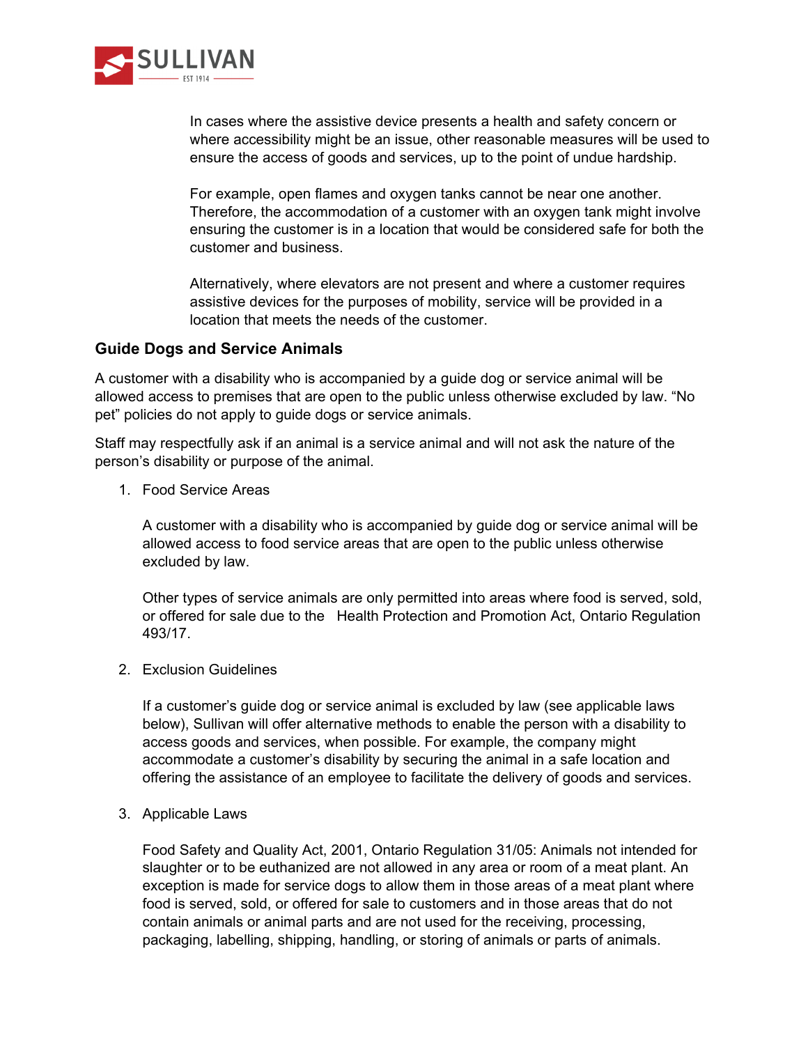In cases where the assistive device presents a health and safety concern or where accessibility might be an issue, other reasonable measures will be used to ensure the access of goods and services, up to the point of undue hardship.

For example, open flames and oxygen tanks cannot be near one another. Therefore, the accommodation of a customer with an oxygen tank might involve ensuring the customer is in a location that would be considered safe for both the customer and business.

Alternatively, where elevators are not present and where a customer requires assistive devices for the purposes of mobility, service will be provided in a location that meets the needs of the customer.

### Guide Dogs and Service Animals

A customer with a disability who is accompanied by a guide dog or service animal will be allowed access to premises that are open to the public unless otherwise excluded by law. “No pet” policies do not apply to guide dogs or service animals.

Staff may respectfully ask if an animal is a service animal and will not ask the nature of the person’s disability or purpose of the animal.

1. Food Service Areas

   A customer with a disability who is accompanied by guide dog or service animal will be allowed access to food service areas that are open to the public unless otherwise excluded by law.

   Other types of service animals are only permitted into areas where food is served, sold, or offered for sale due to the Health Protection and Promotion Act, Ontario Regulation 493/17.

2. Exclusion Guidelines

   If a customer’s guide dog or service animal is excluded by law (see applicable laws below), Sullivan will offer alternative methods to enable the person with a disability to access goods and services, when possible. For example, the company might accommodate a customer’s disability by securing the animal in a safe location and offering the assistance of an employee to facilitate the delivery of goods and services.

3. Applicable Laws

   Food Safety and Quality Act, 2001, Ontario Regulation 31/05: Animals not intended for slaughter or to be euthanized are not allowed in any area or room of a meat plant. An exception is made for service dogs to allow them in those areas of a meat plant where food is served, sold, or offered for sale to customers and in those areas that do not contain animals or animal parts and are not used for the receiving, processing, packaging, labelling, shipping, handling, or storing of animals or parts of animals.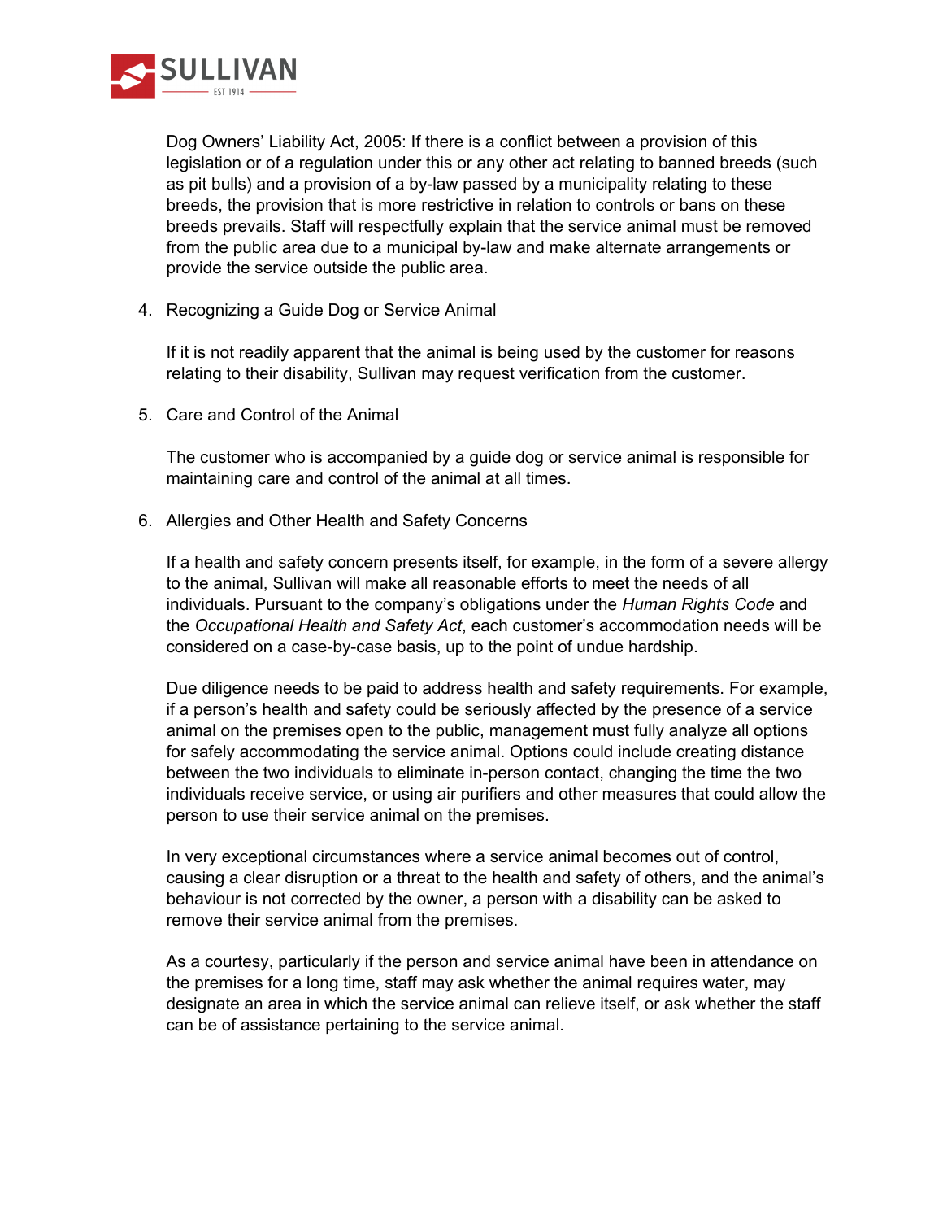Dog Owners' Liability Act, 2005: If there is a conflict between a provision of this legislation or of a regulation under this or any other act relating to banned breeds (such as pit bulls) and a provision of a by-law passed by a municipality relating to these breeds, the provision that is more restrictive in relation to controls or bans on these breeds prevails. Staff will respectfully explain that the service animal must be removed from the public area due to a municipal by-law and make alternate arrangements or provide the service outside the public area.

4. Recognizing a Guide Dog or Service Animal

   If it is not readily apparent that the animal is being used by the customer for reasons relating to their disability, Sullivan may request verification from the customer.

5. Care and Control of the Animal

   The customer who is accompanied by a guide dog or service animal is responsible for maintaining care and control of the animal at all times.

6. Allergies and Other Health and Safety Concerns

   If a health and safety concern presents itself, for example, in the form of a severe allergy to the animal, Sullivan will make all reasonable efforts to meet the needs of all individuals. Pursuant to the company's obligations under the *Human Rights Code* and the *Occupational Health and Safety Act*, each customer's accommodation needs will be considered on a case-by-case basis, up to the point of undue hardship.

   Due diligence needs to be paid to address health and safety requirements. For example, if a person's health and safety could be seriously affected by the presence of a service animal on the premises open to the public, management must fully analyze all options for safely accommodating the service animal. Options could include creating distance between the two individuals to eliminate in-person contact, changing the time the two individuals receive service, or using air purifiers and other measures that could allow the person to use their service animal on the premises.

   In very exceptional circumstances where a service animal becomes out of control, causing a clear disruption or a threat to the health and safety of others, and the animal's behaviour is not corrected by the owner, a person with a disability can be asked to remove their service animal from the premises.

   As a courtesy, particularly if the person and service animal have been in attendance on the premises for a long time, staff may ask whether the animal requires water, may designate an area in which the service animal can relieve itself, or ask whether the staff can be of assistance pertaining to the service animal.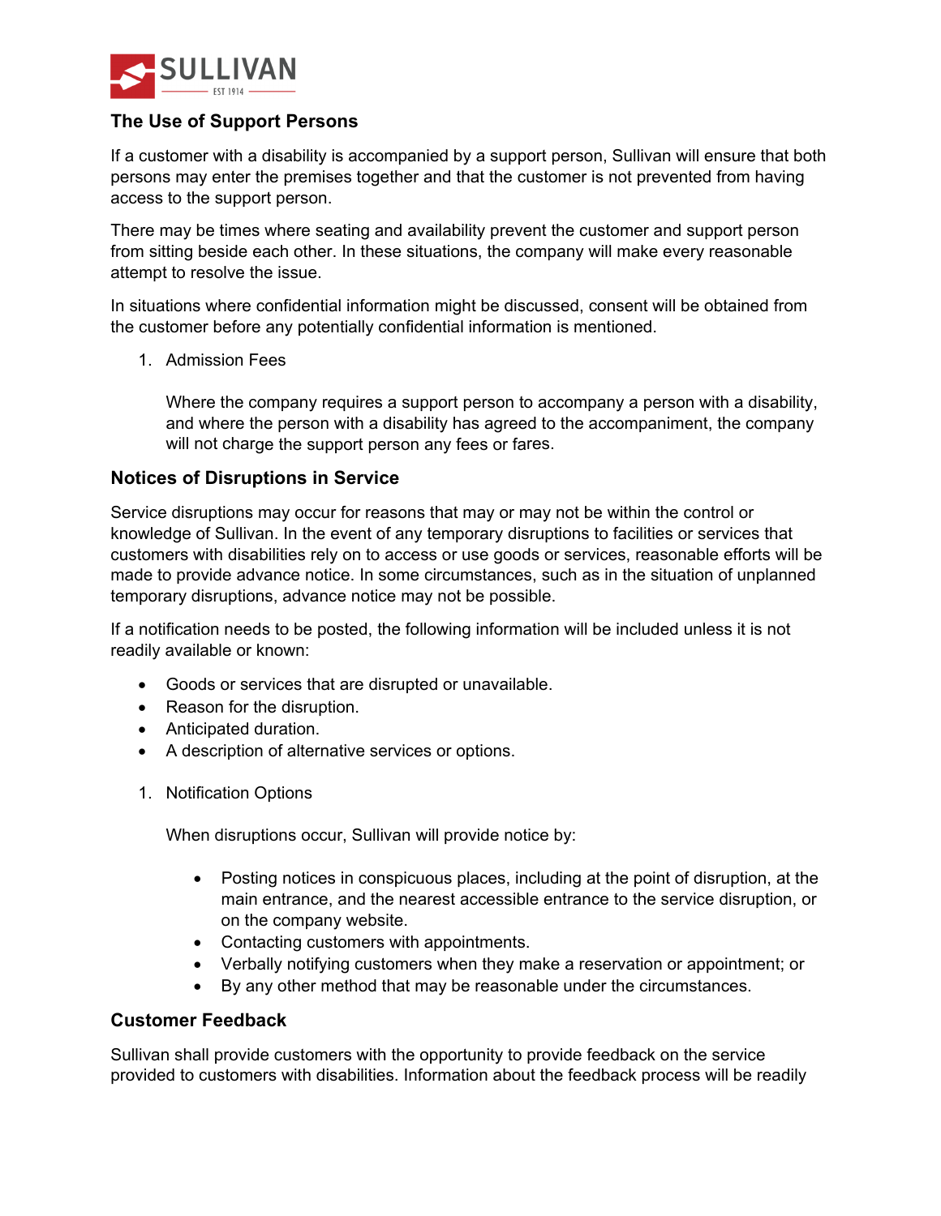## The Use of Support Persons

If a customer with a disability is accompanied by a support person, Sullivan will ensure that both persons may enter the premises together and that the customer is not prevented from having access to the support person.

There may be times where seating and availability prevent the customer and support person from sitting beside each other. In these situations, the company will make every reasonable attempt to resolve the issue.

In situations where confidential information might be discussed, consent will be obtained from the customer before any potentially confidential information is mentioned.

1. Admission Fees

   Where the company requires a support person to accompany a person with a disability, and where the person with a disability has agreed to the accompaniment, the company will not charge the support person any fees or fares.

## Notices of Disruptions in Service

Service disruptions may occur for reasons that may or may not be within the control or knowledge of Sullivan. In the event of any temporary disruptions to facilities or services that customers with disabilities rely on to access or use goods or services, reasonable efforts will be made to provide advance notice. In some circumstances, such as in the situation of unplanned temporary disruptions, advance notice may not be possible.

If a notification needs to be posted, the following information will be included unless it is not readily available or known:

- Goods or services that are disrupted or unavailable.
- Reason for the disruption.
- Anticipated duration.
- A description of alternative services or options.

1. Notification Options

   When disruptions occur, Sullivan will provide notice by:

   - Posting notices in conspicuous places, including at the point of disruption, at the main entrance, and the nearest accessible entrance to the service disruption, or on the company website.
   - Contacting customers with appointments.
   - Verbally notifying customers when they make a reservation or appointment; or
   - By any other method that may be reasonable under the circumstances.

## Customer Feedback

Sullivan shall provide customers with the opportunity to provide feedback on the service provided to customers with disabilities. Information about the feedback process will be readily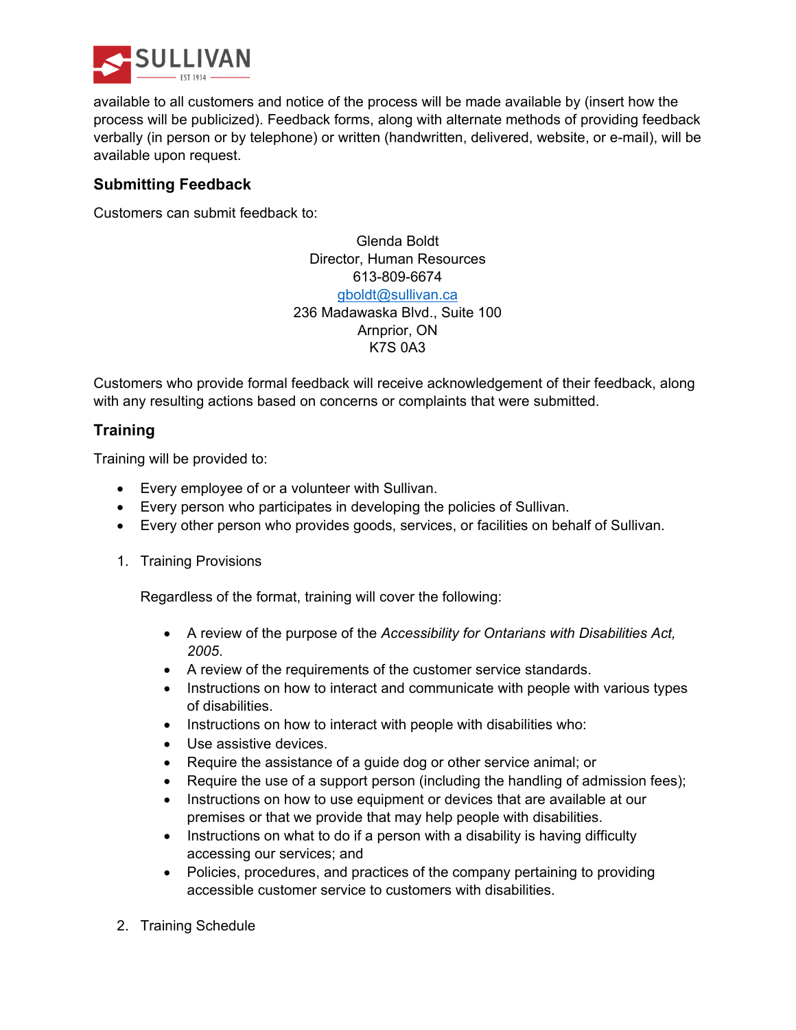available to all customers and notice of the process will be made available by (insert how the process will be publicized). Feedback forms, along with alternate methods of providing feedback verbally (in person or by telephone) or written (handwritten, delivered, website, or e-mail), will be available upon request.

### Submitting Feedback

Customers can submit feedback to:

Glenda Boldt
Director, Human Resources
613-809-6674
gboldt@sullivan.ca
236 Madawaska Blvd., Suite 100
Arnprior, ON
K7S 0A3

Customers who provide formal feedback will receive acknowledgement of their feedback, along with any resulting actions based on concerns or complaints that were submitted.

### Training

Training will be provided to:

- Every employee of or a volunteer with Sullivan.
- Every person who participates in developing the policies of Sullivan.
- Every other person who provides goods, services, or facilities on behalf of Sullivan.

1. Training Provisions

   Regardless of the format, training will cover the following:

   - A review of the purpose of the *Accessibility for Ontarians with Disabilities Act, 2005.*
   - A review of the requirements of the customer service standards.
   - Instructions on how to interact and communicate with people with various types of disabilities.
   - Instructions on how to interact with people with disabilities who:
   - Use assistive devices.
   - Require the assistance of a guide dog or other service animal; or
   - Require the use of a support person (including the handling of admission fees);
   - Instructions on how to use equipment or devices that are available at our premises or that we provide that may help people with disabilities.
   - Instructions on what to do if a person with a disability is having difficulty accessing our services; and
   - Policies, procedures, and practices of the company pertaining to providing accessible customer service to customers with disabilities.

2. Training Schedule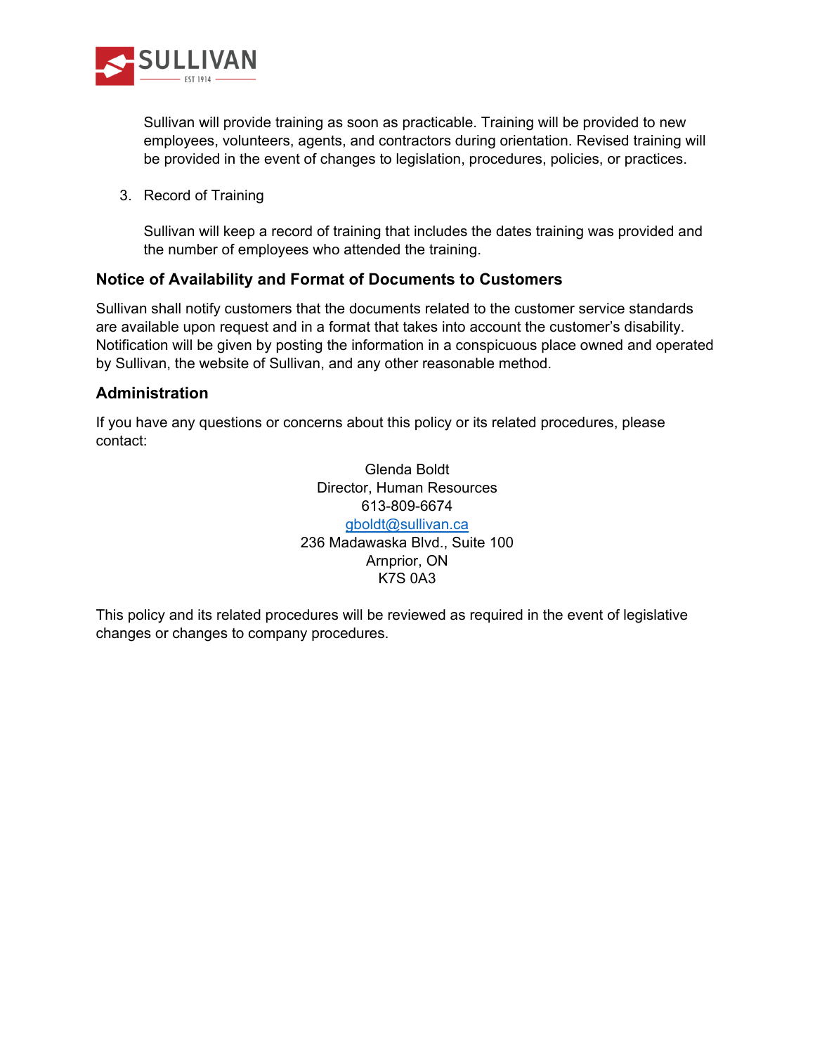Sullivan will provide training as soon as practicable. Training will be provided to new employees, volunteers, agents, and contractors during orientation. Revised training will be provided in the event of changes to legislation, procedures, policies, or practices.

3. Record of Training

   Sullivan will keep a record of training that includes the dates training was provided and the number of employees who attended the training.

### Notice of Availability and Format of Documents to Customers

Sullivan shall notify customers that the documents related to the customer service standards are available upon request and in a format that takes into account the customer's disability. Notification will be given by posting the information in a conspicuous place owned and operated by Sullivan, the website of Sullivan, and any other reasonable method.

### Administration

If you have any questions or concerns about this policy or its related procedures, please contact:

Glenda Boldt
Director, Human Resources
613-809-6674
gboldt@sullivan.ca
236 Madawaska Blvd., Suite 100
Arnprior, ON
K7S 0A3

This policy and its related procedures will be reviewed as required in the event of legislative changes or changes to company procedures.